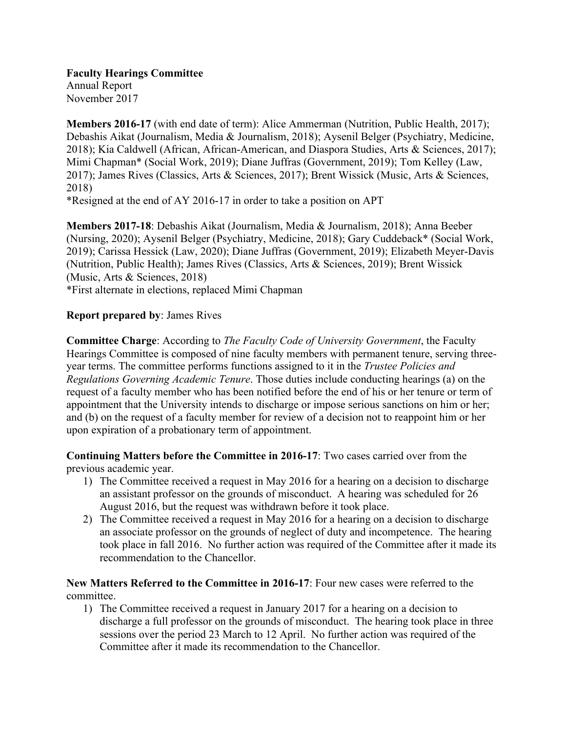**Faculty Hearings Committee**
Annual Report
November 2017

**Members 2016-17** (with end date of term): Alice Ammerman (Nutrition, Public Health, 2017); Debashis Aikat (Journalism, Media & Journalism, 2018); Aysenil Belger (Psychiatry, Medicine, 2018); Kia Caldwell (African, African-American, and Diaspora Studies, Arts & Sciences, 2017); Mimi Chapman* (Social Work, 2019); Diane Juffras (Government, 2019); Tom Kelley (Law, 2017); James Rives (Classics, Arts & Sciences, 2017); Brent Wissick (Music, Arts & Sciences, 2018)
*Resigned at the end of AY 2016-17 in order to take a position on APT

**Members 2017-18**: Debashis Aikat (Journalism, Media & Journalism, 2018); Anna Beeber (Nursing, 2020); Aysenil Belger (Psychiatry, Medicine, 2018); Gary Cuddeback* (Social Work, 2019); Carissa Hessick (Law, 2020); Diane Juffras (Government, 2019); Elizabeth Meyer-Davis (Nutrition, Public Health); James Rives (Classics, Arts & Sciences, 2019); Brent Wissick (Music, Arts & Sciences, 2018)
*First alternate in elections, replaced Mimi Chapman

**Report prepared by**: James Rives

**Committee Charge**: According to *The Faculty Code of University Government*, the Faculty Hearings Committee is composed of nine faculty members with permanent tenure, serving three-year terms. The committee performs functions assigned to it in the *Trustee Policies and Regulations Governing Academic Tenure*. Those duties include conducting hearings (a) on the request of a faculty member who has been notified before the end of his or her tenure or term of appointment that the University intends to discharge or impose serious sanctions on him or her; and (b) on the request of a faculty member for review of a decision not to reappoint him or her upon expiration of a probationary term of appointment.

**Continuing Matters before the Committee in 2016-17**: Two cases carried over from the previous academic year.

1) The Committee received a request in May 2016 for a hearing on a decision to discharge an assistant professor on the grounds of misconduct. A hearing was scheduled for 26 August 2016, but the request was withdrawn before it took place.
2) The Committee received a request in May 2016 for a hearing on a decision to discharge an associate professor on the grounds of neglect of duty and incompetence. The hearing took place in fall 2016. No further action was required of the Committee after it made its recommendation to the Chancellor.

**New Matters Referred to the Committee in 2016-17**: Four new cases were referred to the committee.

1) The Committee received a request in January 2017 for a hearing on a decision to discharge a full professor on the grounds of misconduct. The hearing took place in three sessions over the period 23 March to 12 April. No further action was required of the Committee after it made its recommendation to the Chancellor.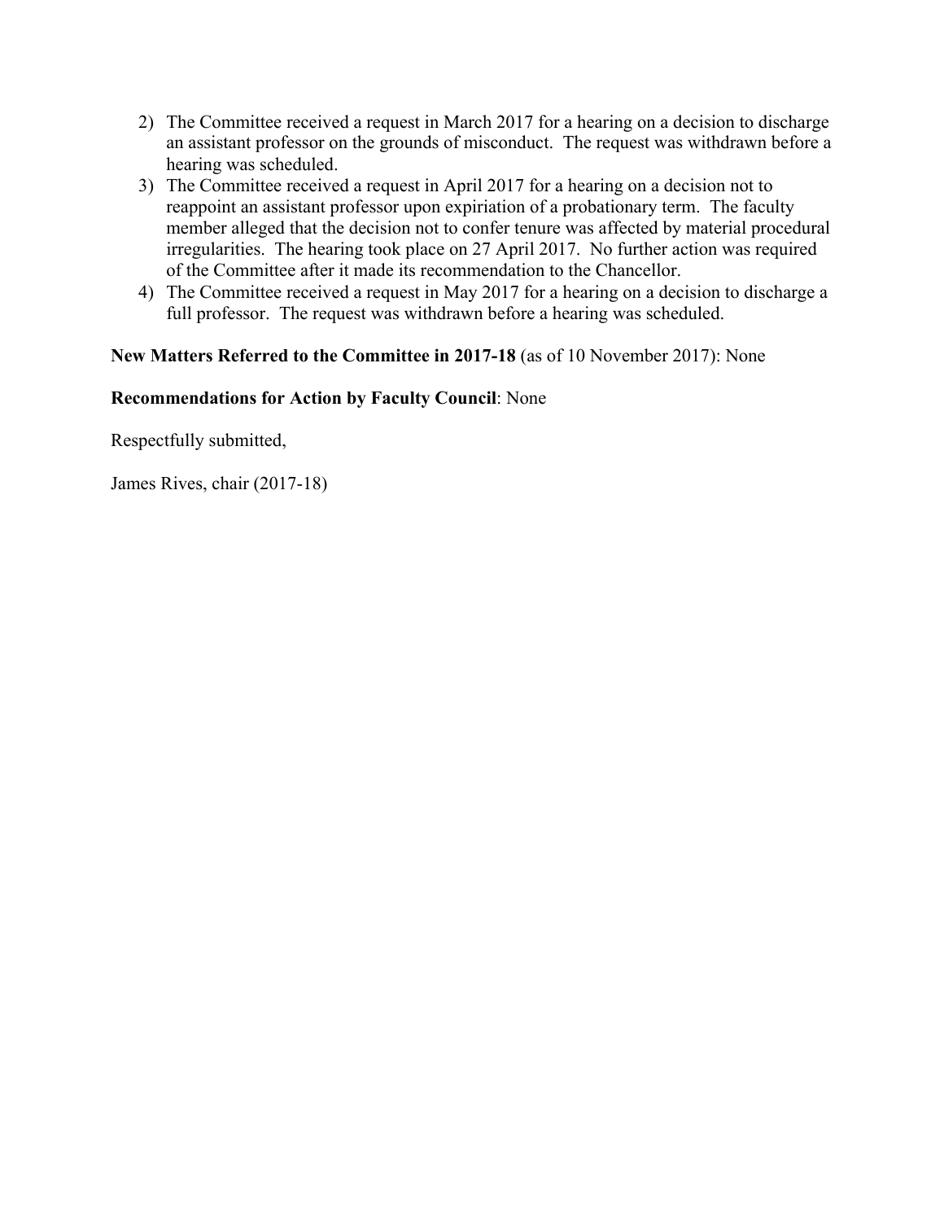2) The Committee received a request in March 2017 for a hearing on a decision to discharge an assistant professor on the grounds of misconduct. The request was withdrawn before a hearing was scheduled.
3) The Committee received a request in April 2017 for a hearing on a decision not to reappoint an assistant professor upon expiriation of a probationary term. The faculty member alleged that the decision not to confer tenure was affected by material procedural irregularities. The hearing took place on 27 April 2017. No further action was required of the Committee after it made its recommendation to the Chancellor.
4) The Committee received a request in May 2017 for a hearing on a decision to discharge a full professor. The request was withdrawn before a hearing was scheduled.

**New Matters Referred to the Committee in 2017-18** (as of 10 November 2017): None

**Recommendations for Action by Faculty Council**: None

Respectfully submitted,

James Rives, chair (2017-18)